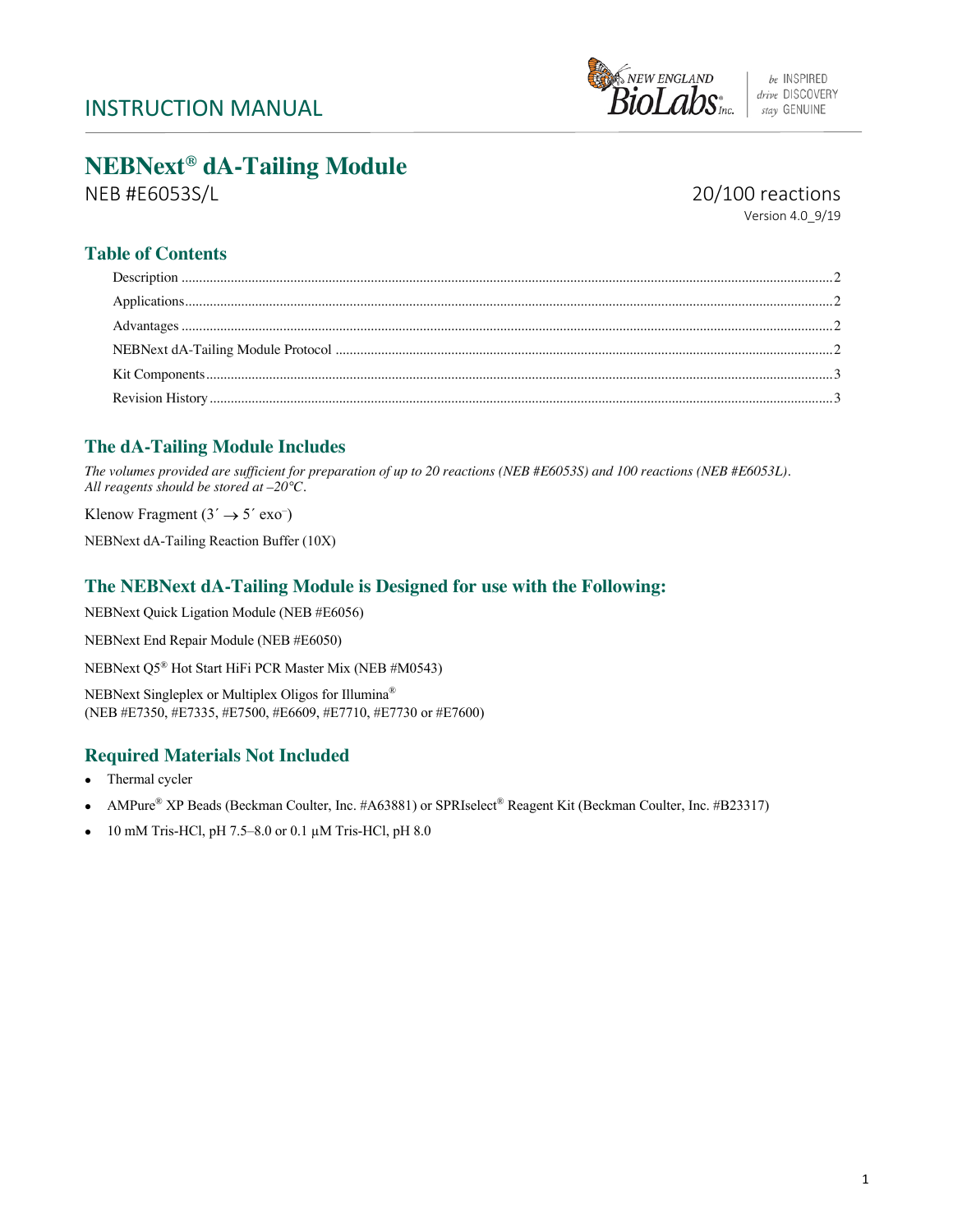INSTRUCTION MANUAL

# NEBNext® dA-Tailing Module

NEB #E6053S/L

20/100 reactions

Version 4.0_9/19

## Table of Contents

Description ..... 2

Applications ..... 2

Advantages ..... 2

NEBNext dA-Tailing Module Protocol ..... 2

Kit Components ..... 3

Revision History ..... 3

## The dA-Tailing Module Includes

*The volumes provided are sufficient for preparation of up to 20 reactions (NEB #E6053S) and 100 reactions (NEB #E6053L). All reagents should be stored at –20°C.*

Klenow Fragment (3´ → 5´ exo⁻)

NEBNext dA-Tailing Reaction Buffer (10X)

## The NEBNext dA-Tailing Module is Designed for use with the Following:

NEBNext Quick Ligation Module (NEB #E6056)

NEBNext End Repair Module (NEB #E6050)

NEBNext Q5® Hot Start HiFi PCR Master Mix (NEB #M0543)

NEBNext Singleplex or Multiplex Oligos for Illumina®
(NEB #E7350, #E7335, #E7500, #E6609, #E7710, #E7730 or #E7600)

## Required Materials Not Included

- Thermal cycler
- AMPure® XP Beads (Beckman Coulter, Inc. #A63881) or SPRIselect® Reagent Kit (Beckman Coulter, Inc. #B23317)
- 10 mM Tris-HCl, pH 7.5–8.0 or 0.1 µM Tris-HCl, pH 8.0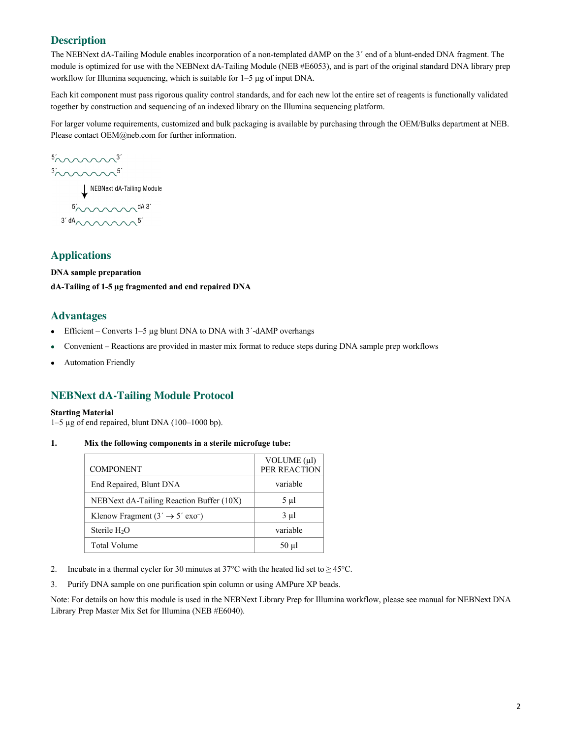## Description

The NEBNext dA-Tailing Module enables incorporation of a non-templated dAMP on the 3′ end of a blunt-ended DNA fragment. The module is optimized for use with the NEBNext dA-Tailing Module (NEB #E6053), and is part of the original standard DNA library prep workflow for Illumina sequencing, which is suitable for 1–5 µg of input DNA.

Each kit component must pass rigorous quality control standards, and for each new lot the entire set of reagents is functionally validated together by construction and sequencing of an indexed library on the Illumina sequencing platform.

For larger volume requirements, customized and bulk packaging is available by purchasing through the OEM/Bulks department at NEB. Please contact OEM@neb.com for further information.

5′ ∿∿∿∿∿∿∿ 3′
3′ ∿∿∿∿∿∿∿ 5′

↓ NEBNext dA-Tailing Module

5′ ∿∿∿∿∿∿∿ dA 3′
3′ dA ∿∿∿∿∿∿∿ 5′

## Applications

**DNA sample preparation**

**dA-Tailing of 1-5 µg fragmented and end repaired DNA**

## Advantages

- Efficient – Converts 1–5 µg blunt DNA to DNA with 3′-dAMP overhangs
- Convenient – Reactions are provided in master mix format to reduce steps during DNA sample prep workflows
- Automation Friendly

## NEBNext dA-Tailing Module Protocol

**Starting Material**
1–5 µg of end repaired, blunt DNA (100–1000 bp).

1. **Mix the following components in a sterile microfuge tube:**

| COMPONENT | VOLUME (µl) PER REACTION |
|---|---|
| End Repaired, Blunt DNA | variable |
| NEBNext dA-Tailing Reaction Buffer (10X) | 5 µl |
| Klenow Fragment (3′ → 5′ exo⁻) | 3 µl |
| Sterile $H_2O$ | variable |
| Total Volume | 50 µl |

2. Incubate in a thermal cycler for 30 minutes at 37°C with the heated lid set to ≥ 45°C.
3. Purify DNA sample on one purification spin column or using AMPure XP beads.

Note: For details on how this module is used in the NEBNext Library Prep for Illumina workflow, please see manual for NEBNext DNA Library Prep Master Mix Set for Illumina (NEB #E6040).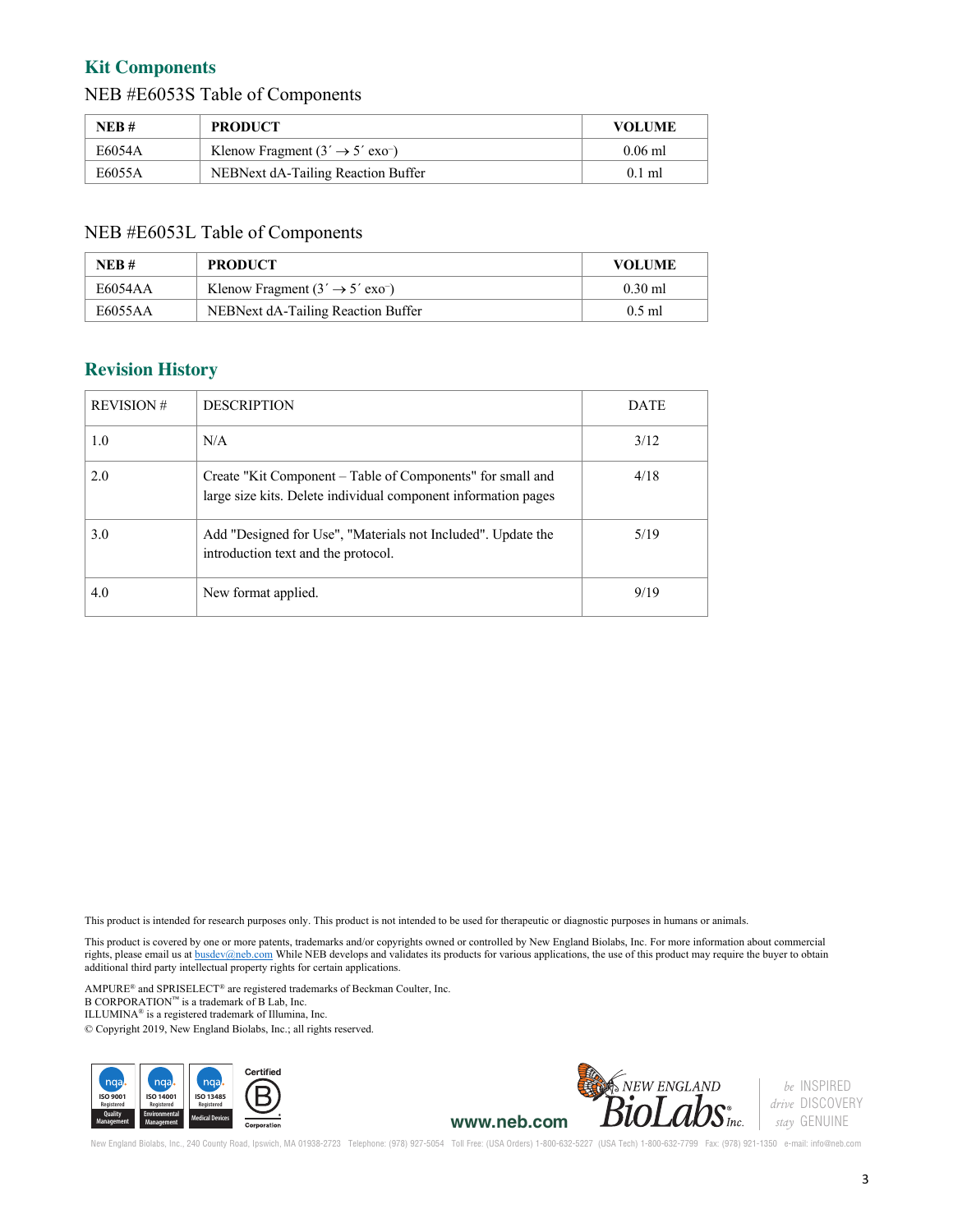## Kit Components

### NEB #E6053S Table of Components

| NEB # | PRODUCT | VOLUME |
|---|---|---|
| E6054A | Klenow Fragment (3´ → 5´ exo⁻) | 0.06 ml |
| E6055A | NEBNext dA-Tailing Reaction Buffer | 0.1 ml |

### NEB #E6053L Table of Components

| NEB # | PRODUCT | VOLUME |
|---|---|---|
| E6054AA | Klenow Fragment (3´ → 5´ exo⁻) | 0.30 ml |
| E6055AA | NEBNext dA-Tailing Reaction Buffer | 0.5 ml |

## Revision History

| REVISION # | DESCRIPTION | DATE |
|---|---|---|
| 1.0 | N/A | 3/12 |
| 2.0 | Create "Kit Component – Table of Components" for small and large size kits. Delete individual component information pages | 4/18 |
| 3.0 | Add "Designed for Use", "Materials not Included". Update the introduction text and the protocol. | 5/19 |
| 4.0 | New format applied. | 9/19 |

This product is intended for research purposes only. This product is not intended to be used for therapeutic or diagnostic purposes in humans or animals.

This product is covered by one or more patents, trademarks and/or copyrights owned or controlled by New England Biolabs, Inc. For more information about commercial rights, please email us at busdev@neb.com While NEB develops and validates its products for various applications, the use of this product may require the buyer to obtain additional third party intellectual property rights for certain applications.

AMPURE® and SPRISELECT® are registered trademarks of Beckman Coulter, Inc.
B CORPORATION™ is a trademark of B Lab, Inc.
ILLUMINA® is a registered trademark of Illumina, Inc.
© Copyright 2019, New England Biolabs, Inc.; all rights reserved.

www.neb.com

New England Biolabs, Inc., 240 County Road, Ipswich, MA 01938-2723 Telephone: (978) 927-5054 Toll Free: (USA Orders) 1-800-632-5227 (USA Tech) 1-800-632-7799 Fax: (978) 921-1350 e-mail: info@neb.com